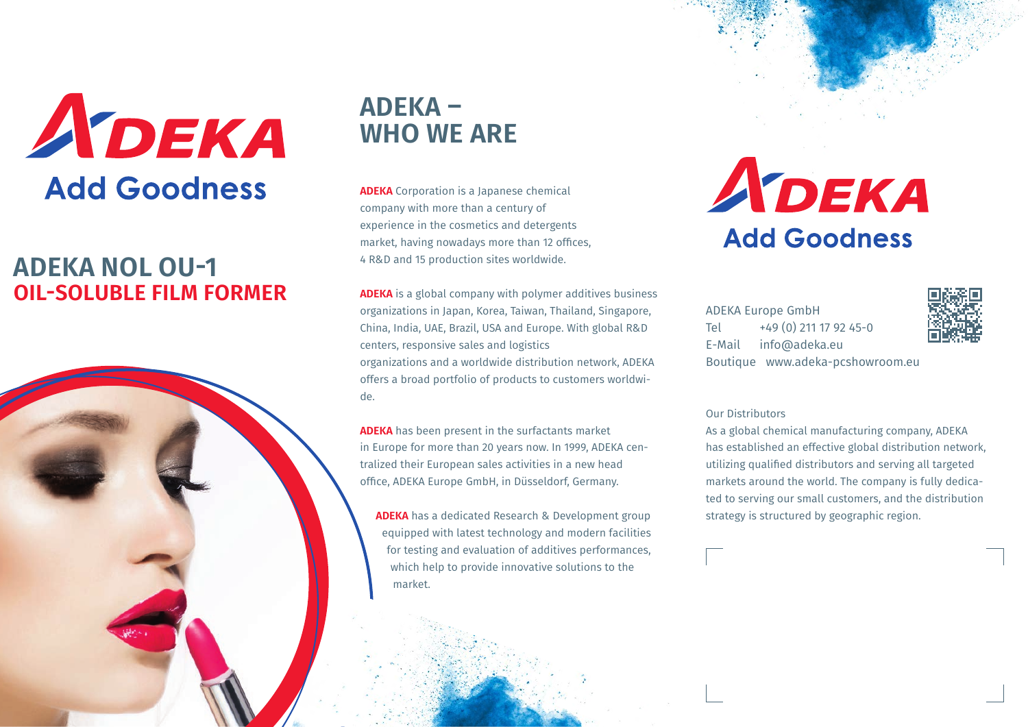ADEKA
Add Goodness

# ADEKA NOL OU-1
## OIL-SOLUBLE FILM FORMER

# ADEKA – WHO WE ARE

**ADEKA** Corporation is a Japanese chemical company with more than a century of experience in the cosmetics and detergents market, having nowadays more than 12 offices, 4 R&D and 15 production sites worldwide.

**ADEKA** is a global company with polymer additives business organizations in Japan, Korea, Taiwan, Thailand, Singapore, China, India, UAE, Brazil, USA and Europe. With global R&D centers, responsive sales and logistics organizations and a worldwide distribution network, ADEKA offers a broad portfolio of products to customers worldwide.

**ADEKA** has been present in the surfactants market in Europe for more than 20 years now. In 1999, ADEKA centralized their European sales activities in a new head office, ADEKA Europe GmbH, in Düsseldorf, Germany.

**ADEKA** has a dedicated Research & Development group equipped with latest technology and modern facilities for testing and evaluation of additives performances, which help to provide innovative solutions to the market.

ADEKA
Add Goodness

ADEKA Europe GmbH
Tel +49 (0) 211 17 92 45-0
E-Mail info@adeka.eu
Boutique www.adeka-pcshowroom.eu

Our Distributors

As a global chemical manufacturing company, ADEKA has established an effective global distribution network, utilizing qualified distributors and serving all targeted markets around the world. The company is fully dedicated to serving our small customers, and the distribution strategy is structured by geographic region.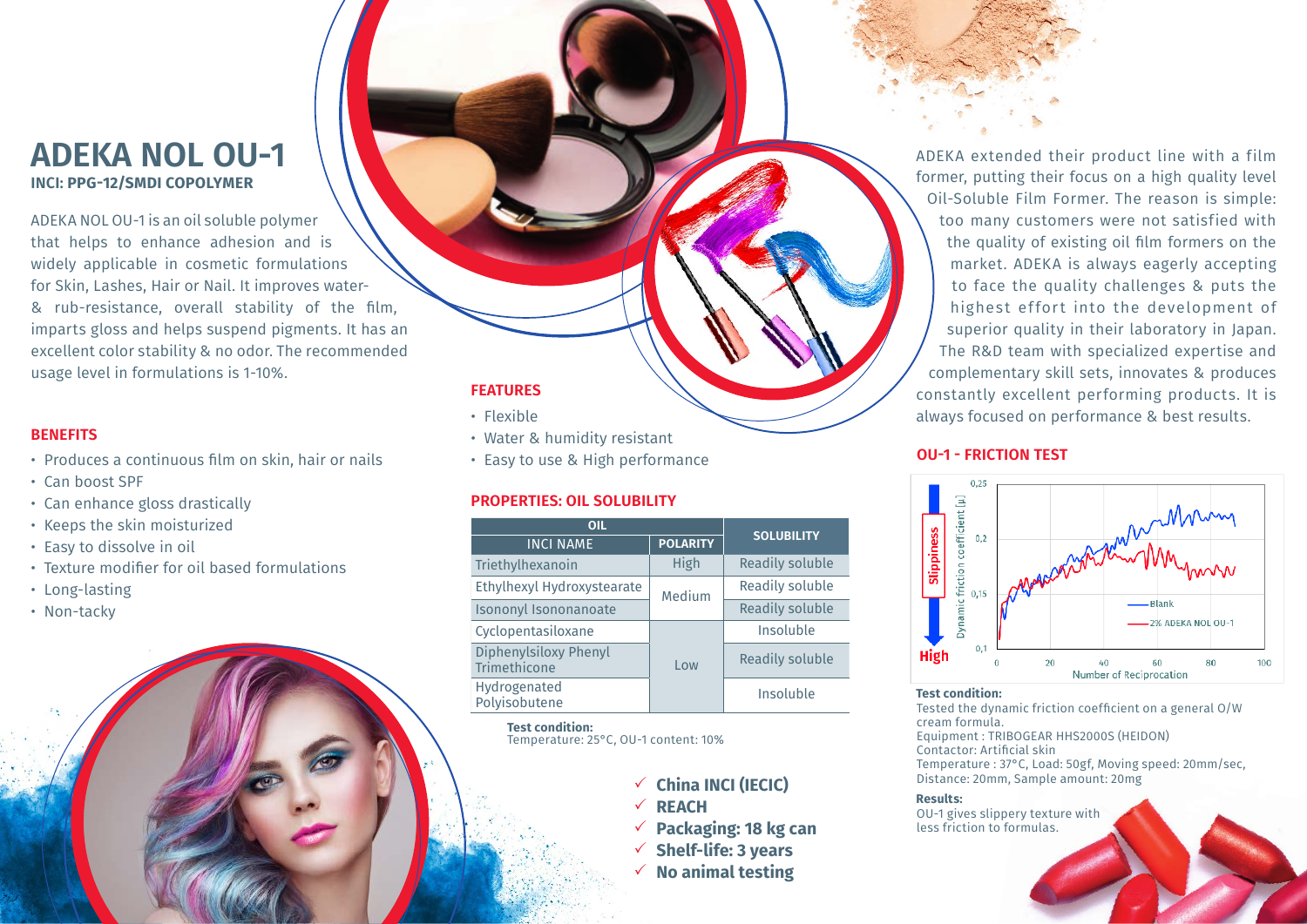# ADEKA NOL OU-1

**INCI: PPG-12/SMDI COPOLYMER**

ADEKA NOL OU-1 is an oil soluble polymer that helps to enhance adhesion and is widely applicable in cosmetic formulations for Skin, Lashes, Hair or Nail. It improves water- & rub-resistance, overall stability of the film, imparts gloss and helps suspend pigments. It has an excellent color stability & no odor. The recommended usage level in formulations is 1-10%.

## BENEFITS

- Produces a continuous film on skin, hair or nails
- Can boost SPF
- Can enhance gloss drastically
- Keeps the skin moisturized
- Easy to dissolve in oil
- Texture modifier for oil based formulations
- Long-lasting
- Non-tacky

## FEATURES

- Flexible
- Water & humidity resistant
- Easy to use & High performance

## PROPERTIES: OIL SOLUBILITY

| OIL | | SOLUBILITY |
|---|---|---|
| INCI NAME | POLARITY | |
| Triethylhexanoin | High | Readily soluble |
| Ethylhexyl Hydroxystearate | Medium | Readily soluble |
| Isononyl Isononanoate | | Readily soluble |
| Cyclopentasiloxane | Low | Insoluble |
| Diphenylsiloxy Phenyl Trimethicone | | Readily soluble |
| Hydrogenated Polyisobutene | | Insoluble |

**Test condition:**
Temperature: 25°C, OU-1 content: 10%

- ✓ **China INCI (IECIC)**
- ✓ **REACH**
- ✓ **Packaging: 18 kg can**
- ✓ **Shelf-life: 3 years**
- ✓ **No animal testing**

ADEKA extended their product line with a film former, putting their focus on a high quality level Oil-Soluble Film Former. The reason is simple: too many customers were not satisfied with the quality of existing oil film formers on the market. ADEKA is always eagerly accepting to face the quality challenges & puts the highest effort into the development of superior quality in their laboratory in Japan. The R&D team with specialized expertise and complementary skill sets, innovates & produces constantly excellent performing products. It is always focused on performance & best results.

## OU-1 - FRICTION TEST

Slippiness
High
Dynamic friction coefficient [μ]
0,25
0,2
0,15
0,1
0
20
40
60
80
100
Number of Reciprocation
Blank
2% ADEKA NOL OU-1

**Test condition:**
Tested the dynamic friction coefficient on a general O/W cream formula.
Equipment : TRIBOGEAR HHS2000S (HEIDON)
Contactor: Artificial skin
Temperature : 37°C, Load: 50gf, Moving speed: 20mm/sec, Distance: 20mm, Sample amount: 20mg

**Results:**
OU-1 gives slippery texture with less friction to formulas.